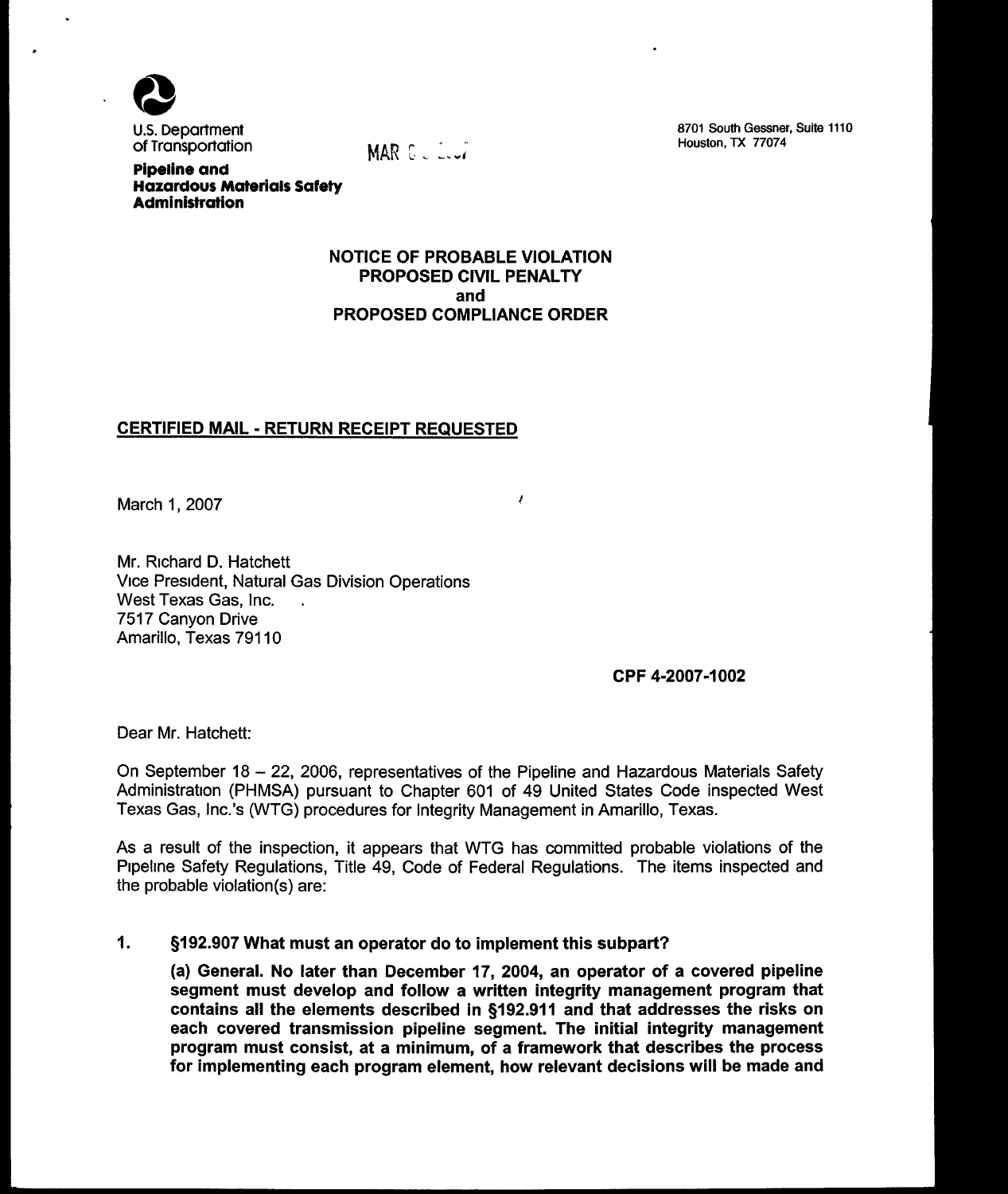U.S. Department of Transportation

**Pipeline and Hazardous Materials Safety Administration**

MAR 6 2007

8701 South Gessner, Suite 1110
Houston, TX 77074

**NOTICE OF PROBABLE VIOLATION**
**PROPOSED CIVIL PENALTY**
**and**
**PROPOSED COMPLIANCE ORDER**

**CERTIFIED MAIL - RETURN RECEIPT REQUESTED**

March 1, 2007

Mr. Richard D. Hatchett
Vice President, Natural Gas Division Operations
West Texas Gas, Inc.
7517 Canyon Drive
Amarillo, Texas 79110

**CPF 4-2007-1002**

Dear Mr. Hatchett:

On September 18 – 22, 2006, representatives of the Pipeline and Hazardous Materials Safety Administration (PHMSA) pursuant to Chapter 601 of 49 United States Code inspected West Texas Gas, Inc.'s (WTG) procedures for Integrity Management in Amarillo, Texas.

As a result of the inspection, it appears that WTG has committed probable violations of the Pipeline Safety Regulations, Title 49, Code of Federal Regulations. The items inspected and the probable violation(s) are:

1. **§192.907 What must an operator do to implement this subpart?**

   **(a) General. No later than December 17, 2004, an operator of a covered pipeline segment must develop and follow a written integrity management program that contains all the elements described in §192.911 and that addresses the risks on each covered transmission pipeline segment. The initial integrity management program must consist, at a minimum, of a framework that describes the process for implementing each program element, how relevant decisions will be made and**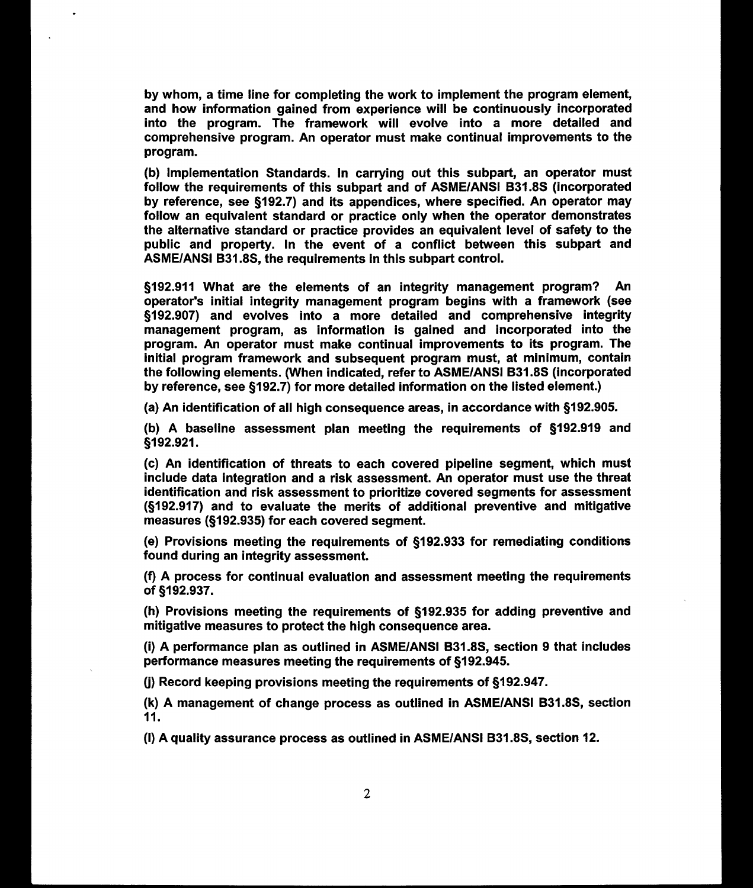**by whom, a time line for completing the work to implement the program element, and how information gained from experience will be continuously incorporated into the program. The framework will evolve into a more detailed and comprehensive program. An operator must make continual improvements to the program.**

**(b) Implementation Standards. In carrying out this subpart, an operator must follow the requirements of this subpart and of ASME/ANSI B31.8S (incorporated by reference, see §192.7) and its appendices, where specified. An operator may follow an equivalent standard or practice only when the operator demonstrates the alternative standard or practice provides an equivalent level of safety to the public and property. In the event of a conflict between this subpart and ASME/ANSI B31.8S, the requirements in this subpart control.**

**§192.911 What are the elements of an integrity management program? An operator's initial integrity management program begins with a framework (see §192.907) and evolves into a more detailed and comprehensive integrity management program, as information is gained and incorporated into the program. An operator must make continual improvements to its program. The initial program framework and subsequent program must, at minimum, contain the following elements. (When indicated, refer to ASME/ANSI B31.8S (incorporated by reference, see §192.7) for more detailed information on the listed element.)**

**(a) An identification of all high consequence areas, in accordance with §192.905.**

**(b) A baseline assessment plan meeting the requirements of §192.919 and §192.921.**

**(c) An identification of threats to each covered pipeline segment, which must include data integration and a risk assessment. An operator must use the threat identification and risk assessment to prioritize covered segments for assessment (§192.917) and to evaluate the merits of additional preventive and mitigative measures (§192.935) for each covered segment.**

**(e) Provisions meeting the requirements of §192.933 for remediating conditions found during an integrity assessment.**

**(f) A process for continual evaluation and assessment meeting the requirements of §192.937.**

**(h) Provisions meeting the requirements of §192.935 for adding preventive and mitigative measures to protect the high consequence area.**

**(i) A performance plan as outlined in ASME/ANSI B31.8S, section 9 that includes performance measures meeting the requirements of §192.945.**

**(j) Record keeping provisions meeting the requirements of §192.947.**

**(k) A management of change process as outlined in ASME/ANSI B31.8S, section 11.**

**(l) A quality assurance process as outlined in ASME/ANSI B31.8S, section 12.**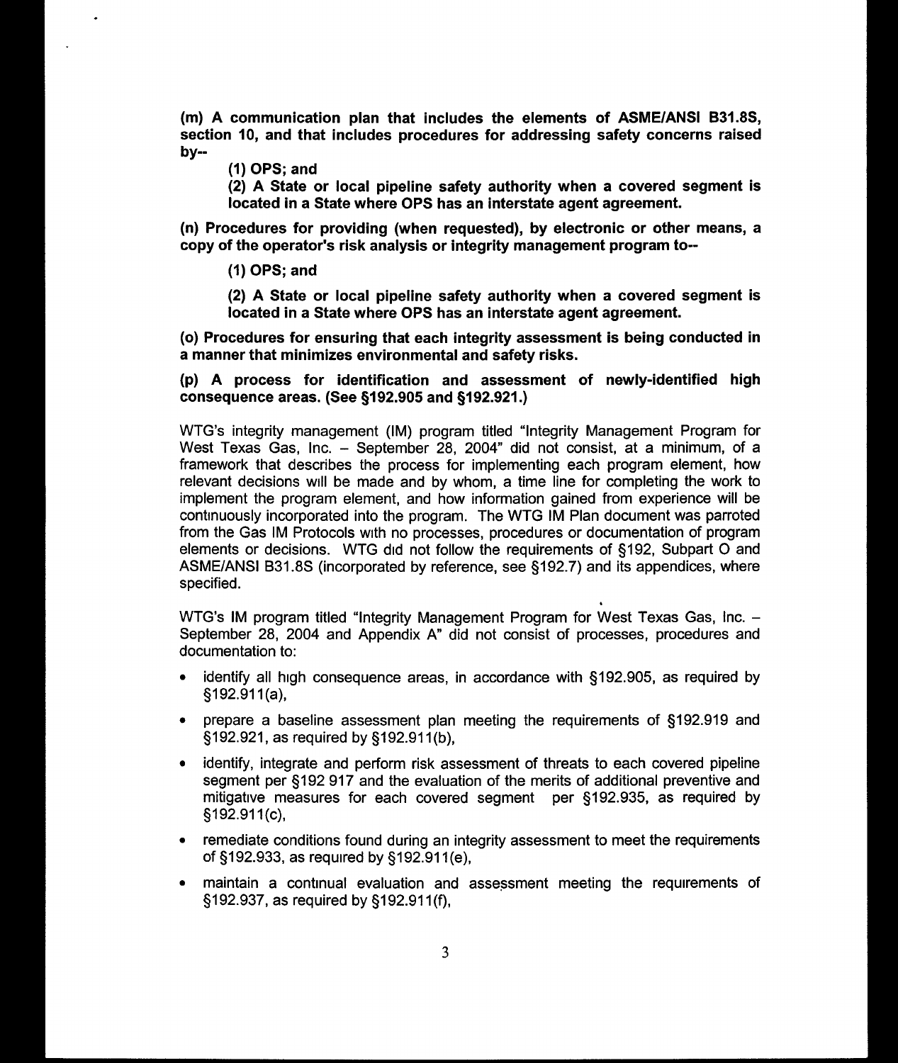**(m) A communication plan that includes the elements of ASME/ANSI B31.8S, section 10, and that includes procedures for addressing safety concerns raised by--**

> **(1) OPS; and**
>
> **(2) A State or local pipeline safety authority when a covered segment is located in a State where OPS has an interstate agent agreement.**

**(n) Procedures for providing (when requested), by electronic or other means, a copy of the operator's risk analysis or integrity management program to--**

> **(1) OPS; and**
>
> **(2) A State or local pipeline safety authority when a covered segment is located in a State where OPS has an interstate agent agreement.**

**(o) Procedures for ensuring that each integrity assessment is being conducted in a manner that minimizes environmental and safety risks.**

**(p) A process for identification and assessment of newly-identified high consequence areas. (See §192.905 and §192.921.)**

WTG's integrity management (IM) program titled "Integrity Management Program for West Texas Gas, Inc. – September 28, 2004" did not consist, at a minimum, of a framework that describes the process for implementing each program element, how relevant decisions will be made and by whom, a time line for completing the work to implement the program element, and how information gained from experience will be continuously incorporated into the program. The WTG IM Plan document was parroted from the Gas IM Protocols with no processes, procedures or documentation of program elements or decisions. WTG did not follow the requirements of §192, Subpart O and ASME/ANSI B31.8S (incorporated by reference, see §192.7) and its appendices, where specified.

WTG's IM program titled "Integrity Management Program for West Texas Gas, Inc. – September 28, 2004 and Appendix A" did not consist of processes, procedures and documentation to:

- identify all high consequence areas, in accordance with §192.905, as required by §192.911(a),
- prepare a baseline assessment plan meeting the requirements of §192.919 and §192.921, as required by §192.911(b),
- identify, integrate and perform risk assessment of threats to each covered pipeline segment per §192 917 and the evaluation of the merits of additional preventive and mitigative measures for each covered segment per §192.935, as required by §192.911(c),
- remediate conditions found during an integrity assessment to meet the requirements of §192.933, as required by §192.911(e),
- maintain a continual evaluation and assessment meeting the requirements of §192.937, as required by §192.911(f),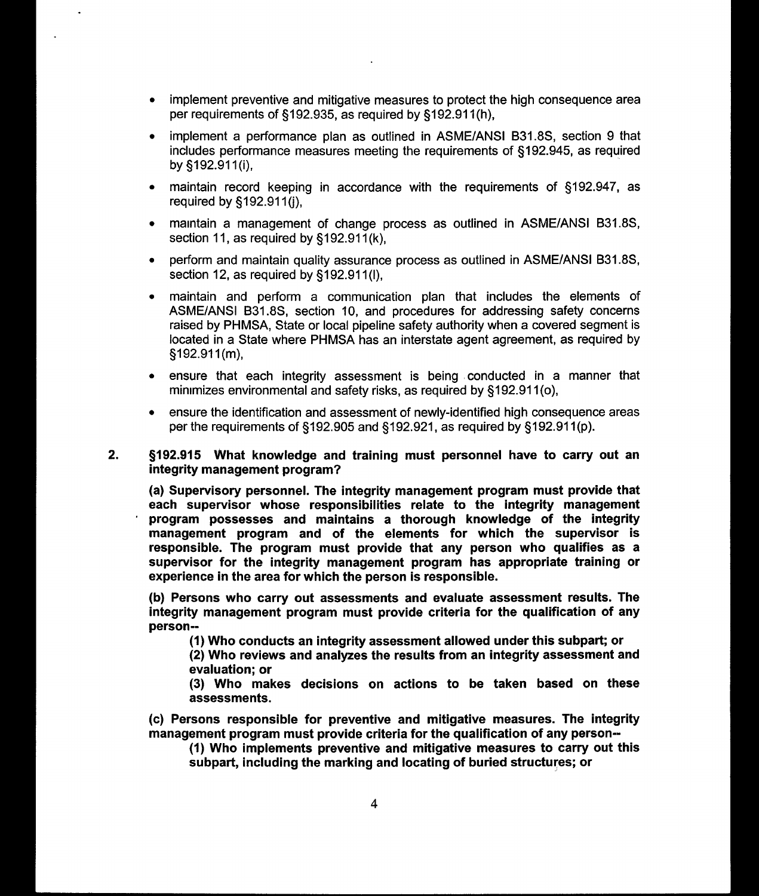- implement preventive and mitigative measures to protect the high consequence area per requirements of §192.935, as required by §192.911(h),
- implement a performance plan as outlined in ASME/ANSI B31.8S, section 9 that includes performance measures meeting the requirements of §192.945, as required by §192.911(i),
- maintain record keeping in accordance with the requirements of §192.947, as required by §192.911(j),
- maintain a management of change process as outlined in ASME/ANSI B31.8S, section 11, as required by §192.911(k),
- perform and maintain quality assurance process as outlined in ASME/ANSI B31.8S, section 12, as required by §192.911(l),
- maintain and perform a communication plan that includes the elements of ASME/ANSI B31.8S, section 10, and procedures for addressing safety concerns raised by PHMSA, State or local pipeline safety authority when a covered segment is located in a State where PHMSA has an interstate agent agreement, as required by §192.911(m),
- ensure that each integrity assessment is being conducted in a manner that minimizes environmental and safety risks, as required by §192.911(o),
- ensure the identification and assessment of newly-identified high consequence areas per the requirements of §192.905 and §192.921, as required by §192.911(p).

2. **§192.915 What knowledge and training must personnel have to carry out an integrity management program?**

   **(a) Supervisory personnel. The integrity management program must provide that each supervisor whose responsibilities relate to the integrity management program possesses and maintains a thorough knowledge of the integrity management program and of the elements for which the supervisor is responsible. The program must provide that any person who qualifies as a supervisor for the integrity management program has appropriate training or experience in the area for which the person is responsible.**

   **(b) Persons who carry out assessments and evaluate assessment results. The integrity management program must provide criteria for the qualification of any person--**

   **(1) Who conducts an integrity assessment allowed under this subpart; or**

   **(2) Who reviews and analyzes the results from an integrity assessment and evaluation; or**

   **(3) Who makes decisions on actions to be taken based on these assessments.**

   **(c) Persons responsible for preventive and mitigative measures. The integrity management program must provide criteria for the qualification of any person--**

   **(1) Who implements preventive and mitigative measures to carry out this subpart, including the marking and locating of buried structures; or**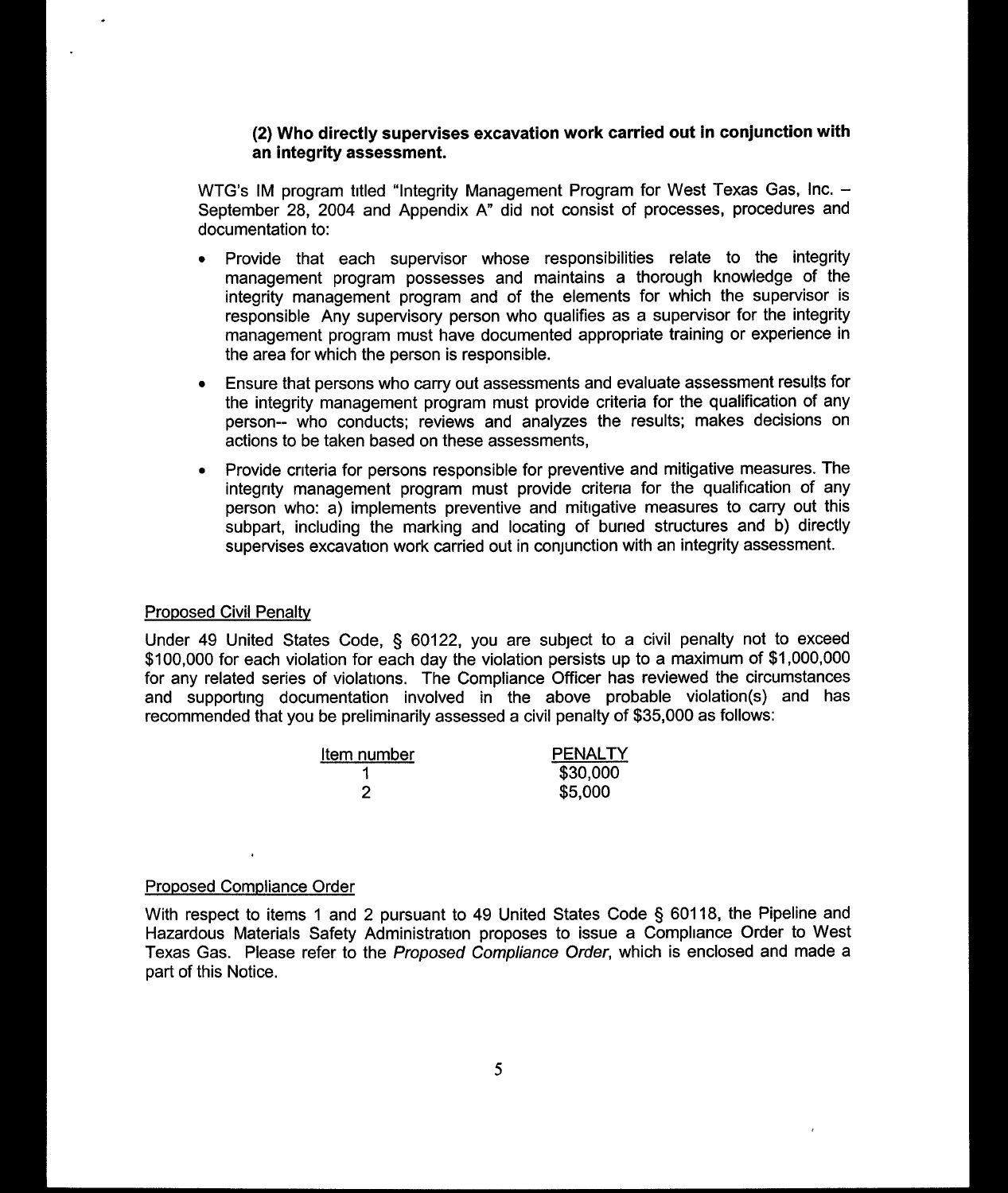**(2) Who directly supervises excavation work carried out in conjunction with an integrity assessment.**

WTG's IM program titled "Integrity Management Program for West Texas Gas, Inc. – September 28, 2004 and Appendix A" did not consist of processes, procedures and documentation to:

- Provide that each supervisor whose responsibilities relate to the integrity management program possesses and maintains a thorough knowledge of the integrity management program and of the elements for which the supervisor is responsible Any supervisory person who qualifies as a supervisor for the integrity management program must have documented appropriate training or experience in the area for which the person is responsible.
- Ensure that persons who carry out assessments and evaluate assessment results for the integrity management program must provide criteria for the qualification of any person-- who conducts; reviews and analyzes the results; makes decisions on actions to be taken based on these assessments,
- Provide criteria for persons responsible for preventive and mitigative measures. The integrity management program must provide criteria for the qualification of any person who: a) implements preventive and mitigative measures to carry out this subpart, including the marking and locating of buried structures and b) directly supervises excavation work carried out in conjunction with an integrity assessment.

## Proposed Civil Penalty

Under 49 United States Code, § 60122, you are subject to a civil penalty not to exceed $100,000 for each violation for each day the violation persists up to a maximum of $1,000,000 for any related series of violations. The Compliance Officer has reviewed the circumstances and supporting documentation involved in the above probable violation(s) and has recommended that you be preliminarily assessed a civil penalty of $35,000 as follows:

| Item number | PENALTY |
|---|---|
| 1 | $30,000 |
| 2 | $5,000 |

## Proposed Compliance Order

With respect to items 1 and 2 pursuant to 49 United States Code § 60118, the Pipeline and Hazardous Materials Safety Administration proposes to issue a Compliance Order to West Texas Gas. Please refer to the *Proposed Compliance Order*, which is enclosed and made a part of this Notice.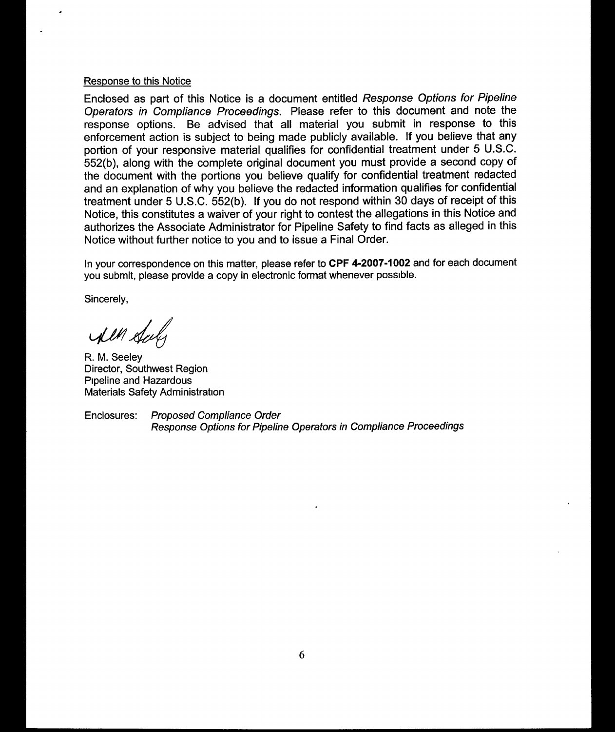Response to this Notice

Enclosed as part of this Notice is a document entitled *Response Options for Pipeline Operators in Compliance Proceedings*. Please refer to this document and note the response options. Be advised that all material you submit in response to this enforcement action is subject to being made publicly available. If you believe that any portion of your responsive material qualifies for confidential treatment under 5 U.S.C. 552(b), along with the complete original document you must provide a second copy of the document with the portions you believe qualify for confidential treatment redacted and an explanation of why you believe the redacted information qualifies for confidential treatment under 5 U.S.C. 552(b). If you do not respond within 30 days of receipt of this Notice, this constitutes a waiver of your right to contest the allegations in this Notice and authorizes the Associate Administrator for Pipeline Safety to find facts as alleged in this Notice without further notice to you and to issue a Final Order.

In your correspondence on this matter, please refer to **CPF 4-2007-1002** and for each document you submit, please provide a copy in electronic format whenever possible.

Sincerely,

R. M. Seeley
Director, Southwest Region
Pipeline and Hazardous
Materials Safety Administration

Enclosures: *Proposed Compliance Order*
*Response Options for Pipeline Operators in Compliance Proceedings*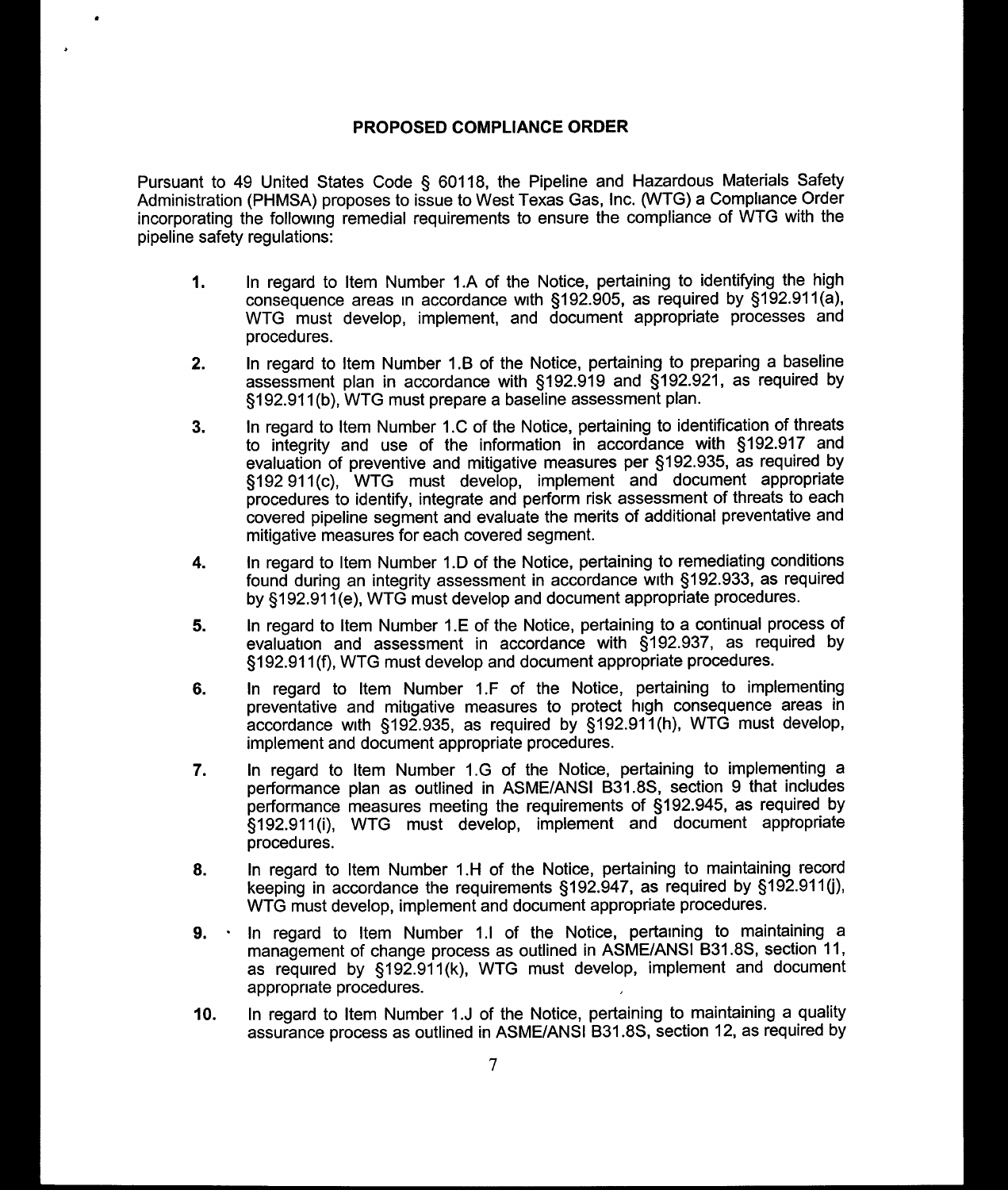## PROPOSED COMPLIANCE ORDER

Pursuant to 49 United States Code § 60118, the Pipeline and Hazardous Materials Safety Administration (PHMSA) proposes to issue to West Texas Gas, Inc. (WTG) a Compliance Order incorporating the following remedial requirements to ensure the compliance of WTG with the pipeline safety regulations:

1. In regard to Item Number 1.A of the Notice, pertaining to identifying the high consequence areas in accordance with §192.905, as required by §192.911(a), WTG must develop, implement, and document appropriate processes and procedures.

2. In regard to Item Number 1.B of the Notice, pertaining to preparing a baseline assessment plan in accordance with §192.919 and §192.921, as required by §192.911(b), WTG must prepare a baseline assessment plan.

3. In regard to Item Number 1.C of the Notice, pertaining to identification of threats to integrity and use of the information in accordance with §192.917 and evaluation of preventive and mitigative measures per §192.935, as required by §192 911(c), WTG must develop, implement and document appropriate procedures to identify, integrate and perform risk assessment of threats to each covered pipeline segment and evaluate the merits of additional preventative and mitigative measures for each covered segment.

4. In regard to Item Number 1.D of the Notice, pertaining to remediating conditions found during an integrity assessment in accordance with §192.933, as required by §192.911(e), WTG must develop and document appropriate procedures.

5. In regard to Item Number 1.E of the Notice, pertaining to a continual process of evaluation and assessment in accordance with §192.937, as required by §192.911(f), WTG must develop and document appropriate procedures.

6. In regard to Item Number 1.F of the Notice, pertaining to implementing preventative and mitigative measures to protect high consequence areas in accordance with §192.935, as required by §192.911(h), WTG must develop, implement and document appropriate procedures.

7. In regard to Item Number 1.G of the Notice, pertaining to implementing a performance plan as outlined in ASME/ANSI B31.8S, section 9 that includes performance measures meeting the requirements of §192.945, as required by §192.911(i), WTG must develop, implement and document appropriate procedures.

8. In regard to Item Number 1.H of the Notice, pertaining to maintaining record keeping in accordance the requirements §192.947, as required by §192.911(j), WTG must develop, implement and document appropriate procedures.

9. In regard to Item Number 1.I of the Notice, pertaining to maintaining a management of change process as outlined in ASME/ANSI B31.8S, section 11, as required by §192.911(k), WTG must develop, implement and document appropriate procedures.

10. In regard to Item Number 1.J of the Notice, pertaining to maintaining a quality assurance process as outlined in ASME/ANSI B31.8S, section 12, as required by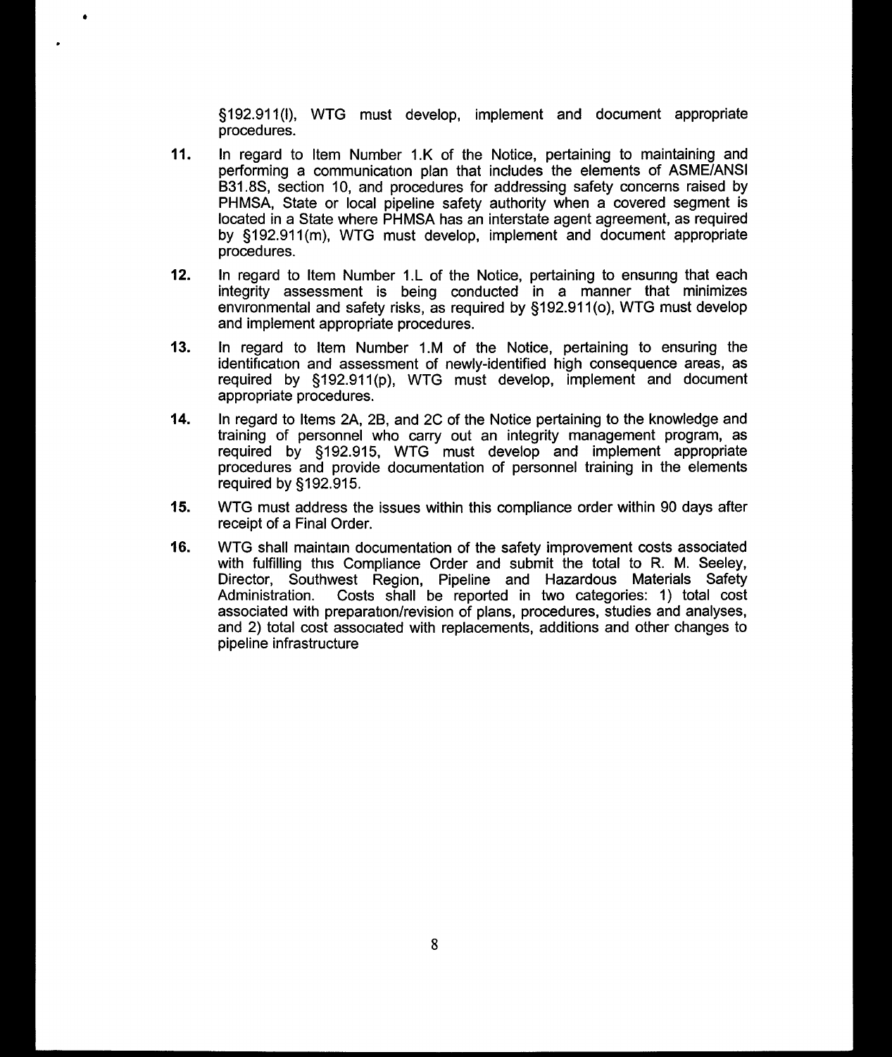§192.911(l), WTG must develop, implement and document appropriate procedures.

11. In regard to Item Number 1.K of the Notice, pertaining to maintaining and performing a communication plan that includes the elements of ASME/ANSI B31.8S, section 10, and procedures for addressing safety concerns raised by PHMSA, State or local pipeline safety authority when a covered segment is located in a State where PHMSA has an interstate agent agreement, as required by §192.911(m), WTG must develop, implement and document appropriate procedures.

12. In regard to Item Number 1.L of the Notice, pertaining to ensuring that each integrity assessment is being conducted in a manner that minimizes environmental and safety risks, as required by §192.911(o), WTG must develop and implement appropriate procedures.

13. In regard to Item Number 1.M of the Notice, pertaining to ensuring the identification and assessment of newly-identified high consequence areas, as required by §192.911(p), WTG must develop, implement and document appropriate procedures.

14. In regard to Items 2A, 2B, and 2C of the Notice pertaining to the knowledge and training of personnel who carry out an integrity management program, as required by §192.915, WTG must develop and implement appropriate procedures and provide documentation of personnel training in the elements required by §192.915.

15. WTG must address the issues within this compliance order within 90 days after receipt of a Final Order.

16. WTG shall maintain documentation of the safety improvement costs associated with fulfilling this Compliance Order and submit the total to R. M. Seeley, Director, Southwest Region, Pipeline and Hazardous Materials Safety Administration. Costs shall be reported in two categories: 1) total cost associated with preparation/revision of plans, procedures, studies and analyses, and 2) total cost associated with replacements, additions and other changes to pipeline infrastructure